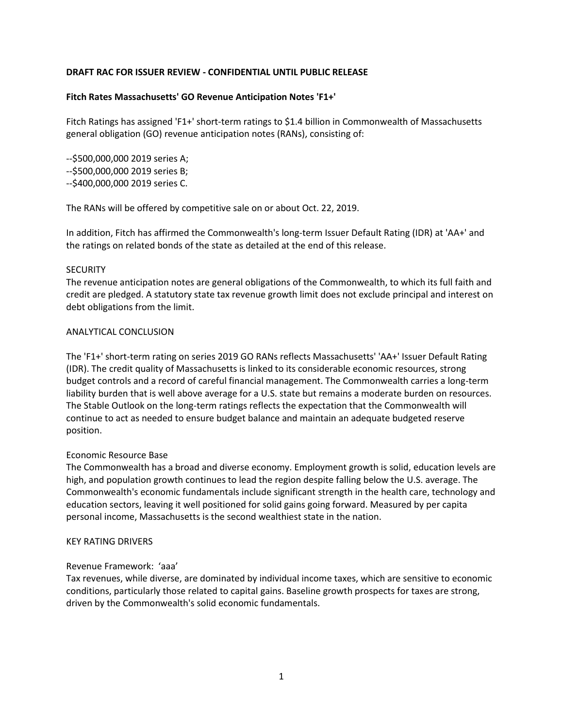**DRAFT RAC FOR ISSUER REVIEW - CONFIDENTIAL UNTIL PUBLIC RELEASE**

**Fitch Rates Massachusetts' GO Revenue Anticipation Notes 'F1+'**

Fitch Ratings has assigned 'F1+' short-term ratings to $1.4 billion in Commonwealth of Massachusetts general obligation (GO) revenue anticipation notes (RANs), consisting of:

--$500,000,000 2019 series A;
--$500,000,000 2019 series B;
--$400,000,000 2019 series C.

The RANs will be offered by competitive sale on or about Oct. 22, 2019.

In addition, Fitch has affirmed the Commonwealth's long-term Issuer Default Rating (IDR) at 'AA+' and the ratings on related bonds of the state as detailed at the end of this release.

SECURITY

The revenue anticipation notes are general obligations of the Commonwealth, to which its full faith and credit are pledged. A statutory state tax revenue growth limit does not exclude principal and interest on debt obligations from the limit.

ANALYTICAL CONCLUSION

The 'F1+' short-term rating on series 2019 GO RANs reflects Massachusetts' 'AA+' Issuer Default Rating (IDR). The credit quality of Massachusetts is linked to its considerable economic resources, strong budget controls and a record of careful financial management. The Commonwealth carries a long-term liability burden that is well above average for a U.S. state but remains a moderate burden on resources. The Stable Outlook on the long-term ratings reflects the expectation that the Commonwealth will continue to act as needed to ensure budget balance and maintain an adequate budgeted reserve position.

Economic Resource Base

The Commonwealth has a broad and diverse economy. Employment growth is solid, education levels are high, and population growth continues to lead the region despite falling below the U.S. average. The Commonwealth's economic fundamentals include significant strength in the health care, technology and education sectors, leaving it well positioned for solid gains going forward. Measured by per capita personal income, Massachusetts is the second wealthiest state in the nation.

KEY RATING DRIVERS

Revenue Framework: 'aaa'

Tax revenues, while diverse, are dominated by individual income taxes, which are sensitive to economic conditions, particularly those related to capital gains. Baseline growth prospects for taxes are strong, driven by the Commonwealth's solid economic fundamentals.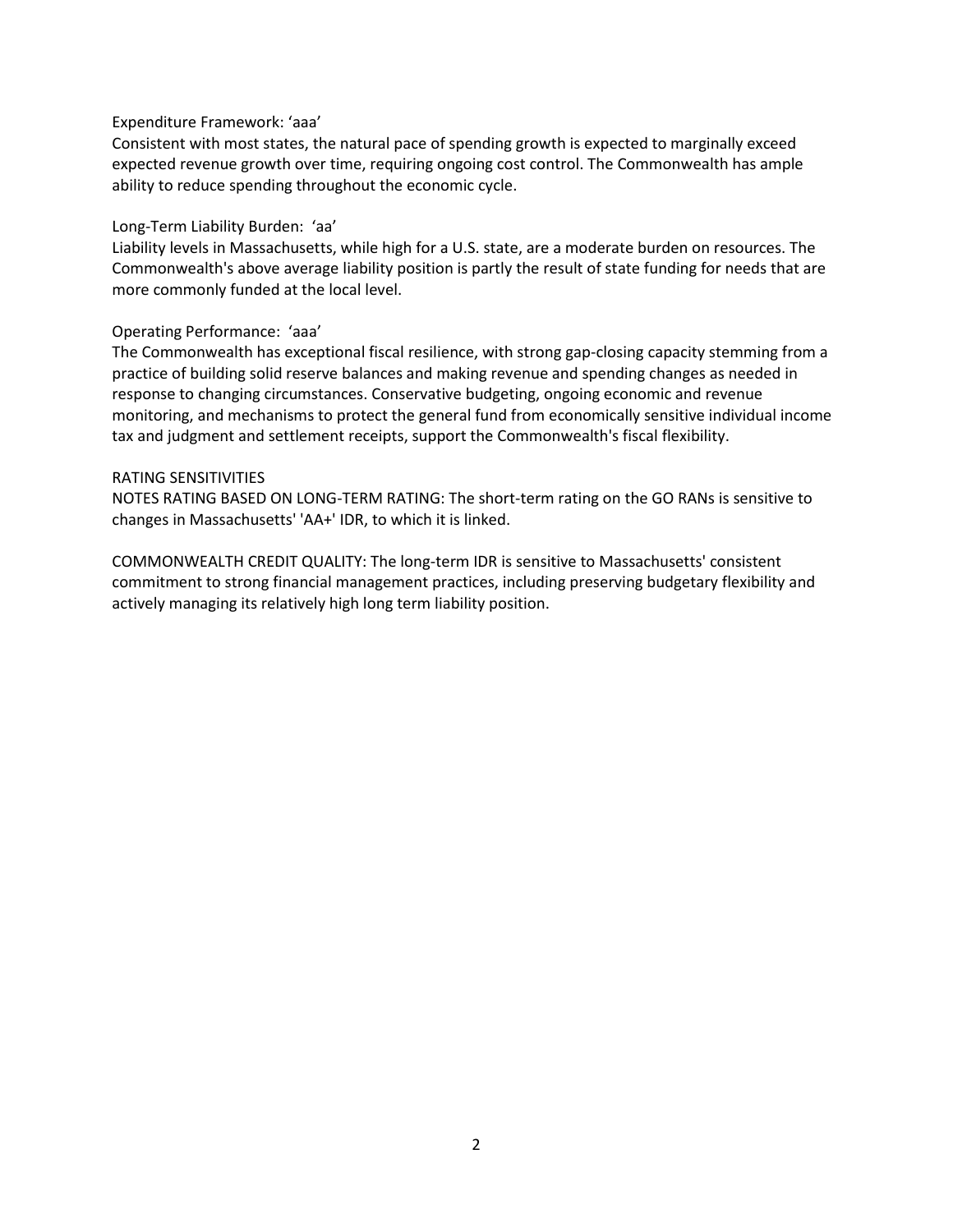Expenditure Framework: 'aaa'

Consistent with most states, the natural pace of spending growth is expected to marginally exceed expected revenue growth over time, requiring ongoing cost control. The Commonwealth has ample ability to reduce spending throughout the economic cycle.

Long-Term Liability Burden: 'aa'

Liability levels in Massachusetts, while high for a U.S. state, are a moderate burden on resources. The Commonwealth's above average liability position is partly the result of state funding for needs that are more commonly funded at the local level.

Operating Performance: 'aaa'

The Commonwealth has exceptional fiscal resilience, with strong gap-closing capacity stemming from a practice of building solid reserve balances and making revenue and spending changes as needed in response to changing circumstances. Conservative budgeting, ongoing economic and revenue monitoring, and mechanisms to protect the general fund from economically sensitive individual income tax and judgment and settlement receipts, support the Commonwealth's fiscal flexibility.

RATING SENSITIVITIES

NOTES RATING BASED ON LONG-TERM RATING: The short-term rating on the GO RANs is sensitive to changes in Massachusetts' 'AA+' IDR, to which it is linked.

COMMONWEALTH CREDIT QUALITY: The long-term IDR is sensitive to Massachusetts' consistent commitment to strong financial management practices, including preserving budgetary flexibility and actively managing its relatively high long term liability position.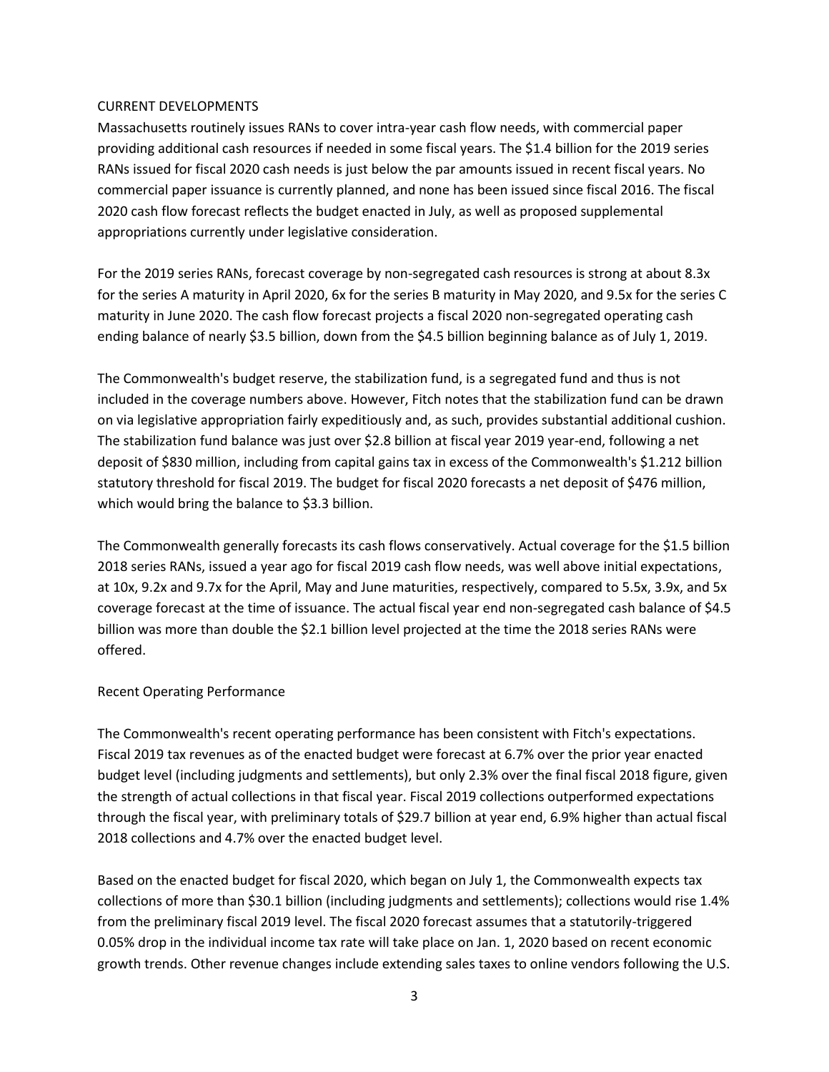## CURRENT DEVELOPMENTS

Massachusetts routinely issues RANs to cover intra-year cash flow needs, with commercial paper providing additional cash resources if needed in some fiscal years. The $1.4 billion for the 2019 series RANs issued for fiscal 2020 cash needs is just below the par amounts issued in recent fiscal years. No commercial paper issuance is currently planned, and none has been issued since fiscal 2016. The fiscal 2020 cash flow forecast reflects the budget enacted in July, as well as proposed supplemental appropriations currently under legislative consideration.

For the 2019 series RANs, forecast coverage by non-segregated cash resources is strong at about 8.3x for the series A maturity in April 2020, 6x for the series B maturity in May 2020, and 9.5x for the series C maturity in June 2020. The cash flow forecast projects a fiscal 2020 non-segregated operating cash ending balance of nearly $3.5 billion, down from the $4.5 billion beginning balance as of July 1, 2019.

The Commonwealth's budget reserve, the stabilization fund, is a segregated fund and thus is not included in the coverage numbers above. However, Fitch notes that the stabilization fund can be drawn on via legislative appropriation fairly expeditiously and, as such, provides substantial additional cushion. The stabilization fund balance was just over $2.8 billion at fiscal year 2019 year-end, following a net deposit of $830 million, including from capital gains tax in excess of the Commonwealth's $1.212 billion statutory threshold for fiscal 2019. The budget for fiscal 2020 forecasts a net deposit of $476 million, which would bring the balance to $3.3 billion.

The Commonwealth generally forecasts its cash flows conservatively. Actual coverage for the $1.5 billion 2018 series RANs, issued a year ago for fiscal 2019 cash flow needs, was well above initial expectations, at 10x, 9.2x and 9.7x for the April, May and June maturities, respectively, compared to 5.5x, 3.9x, and 5x coverage forecast at the time of issuance. The actual fiscal year end non-segregated cash balance of $4.5 billion was more than double the $2.1 billion level projected at the time the 2018 series RANs were offered.

### Recent Operating Performance

The Commonwealth's recent operating performance has been consistent with Fitch's expectations. Fiscal 2019 tax revenues as of the enacted budget were forecast at 6.7% over the prior year enacted budget level (including judgments and settlements), but only 2.3% over the final fiscal 2018 figure, given the strength of actual collections in that fiscal year. Fiscal 2019 collections outperformed expectations through the fiscal year, with preliminary totals of $29.7 billion at year end, 6.9% higher than actual fiscal 2018 collections and 4.7% over the enacted budget level.

Based on the enacted budget for fiscal 2020, which began on July 1, the Commonwealth expects tax collections of more than $30.1 billion (including judgments and settlements); collections would rise 1.4% from the preliminary fiscal 2019 level. The fiscal 2020 forecast assumes that a statutorily-triggered 0.05% drop in the individual income tax rate will take place on Jan. 1, 2020 based on recent economic growth trends. Other revenue changes include extending sales taxes to online vendors following the U.S.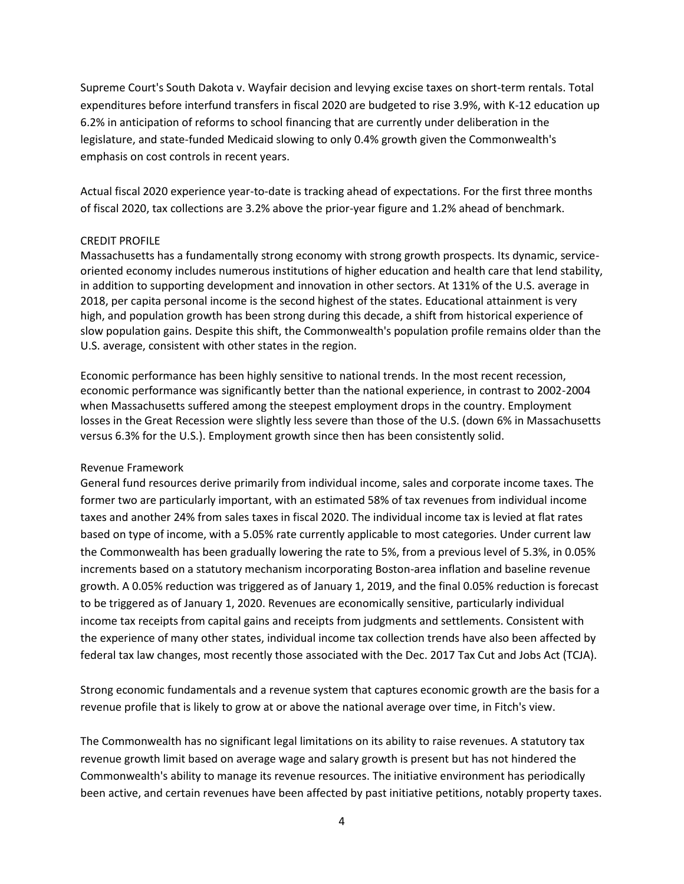Supreme Court's South Dakota v. Wayfair decision and levying excise taxes on short-term rentals. Total expenditures before interfund transfers in fiscal 2020 are budgeted to rise 3.9%, with K-12 education up 6.2% in anticipation of reforms to school financing that are currently under deliberation in the legislature, and state-funded Medicaid slowing to only 0.4% growth given the Commonwealth's emphasis on cost controls in recent years.

Actual fiscal 2020 experience year-to-date is tracking ahead of expectations. For the first three months of fiscal 2020, tax collections are 3.2% above the prior-year figure and 1.2% ahead of benchmark.

## CREDIT PROFILE

Massachusetts has a fundamentally strong economy with strong growth prospects. Its dynamic, service-oriented economy includes numerous institutions of higher education and health care that lend stability, in addition to supporting development and innovation in other sectors. At 131% of the U.S. average in 2018, per capita personal income is the second highest of the states. Educational attainment is very high, and population growth has been strong during this decade, a shift from historical experience of slow population gains. Despite this shift, the Commonwealth's population profile remains older than the U.S. average, consistent with other states in the region.

Economic performance has been highly sensitive to national trends. In the most recent recession, economic performance was significantly better than the national experience, in contrast to 2002-2004 when Massachusetts suffered among the steepest employment drops in the country. Employment losses in the Great Recession were slightly less severe than those of the U.S. (down 6% in Massachusetts versus 6.3% for the U.S.). Employment growth since then has been consistently solid.

### Revenue Framework

General fund resources derive primarily from individual income, sales and corporate income taxes. The former two are particularly important, with an estimated 58% of tax revenues from individual income taxes and another 24% from sales taxes in fiscal 2020. The individual income tax is levied at flat rates based on type of income, with a 5.05% rate currently applicable to most categories. Under current law the Commonwealth has been gradually lowering the rate to 5%, from a previous level of 5.3%, in 0.05% increments based on a statutory mechanism incorporating Boston-area inflation and baseline revenue growth. A 0.05% reduction was triggered as of January 1, 2019, and the final 0.05% reduction is forecast to be triggered as of January 1, 2020. Revenues are economically sensitive, particularly individual income tax receipts from capital gains and receipts from judgments and settlements. Consistent with the experience of many other states, individual income tax collection trends have also been affected by federal tax law changes, most recently those associated with the Dec. 2017 Tax Cut and Jobs Act (TCJA).

Strong economic fundamentals and a revenue system that captures economic growth are the basis for a revenue profile that is likely to grow at or above the national average over time, in Fitch's view.

The Commonwealth has no significant legal limitations on its ability to raise revenues. A statutory tax revenue growth limit based on average wage and salary growth is present but has not hindered the Commonwealth's ability to manage its revenue resources. The initiative environment has periodically been active, and certain revenues have been affected by past initiative petitions, notably property taxes.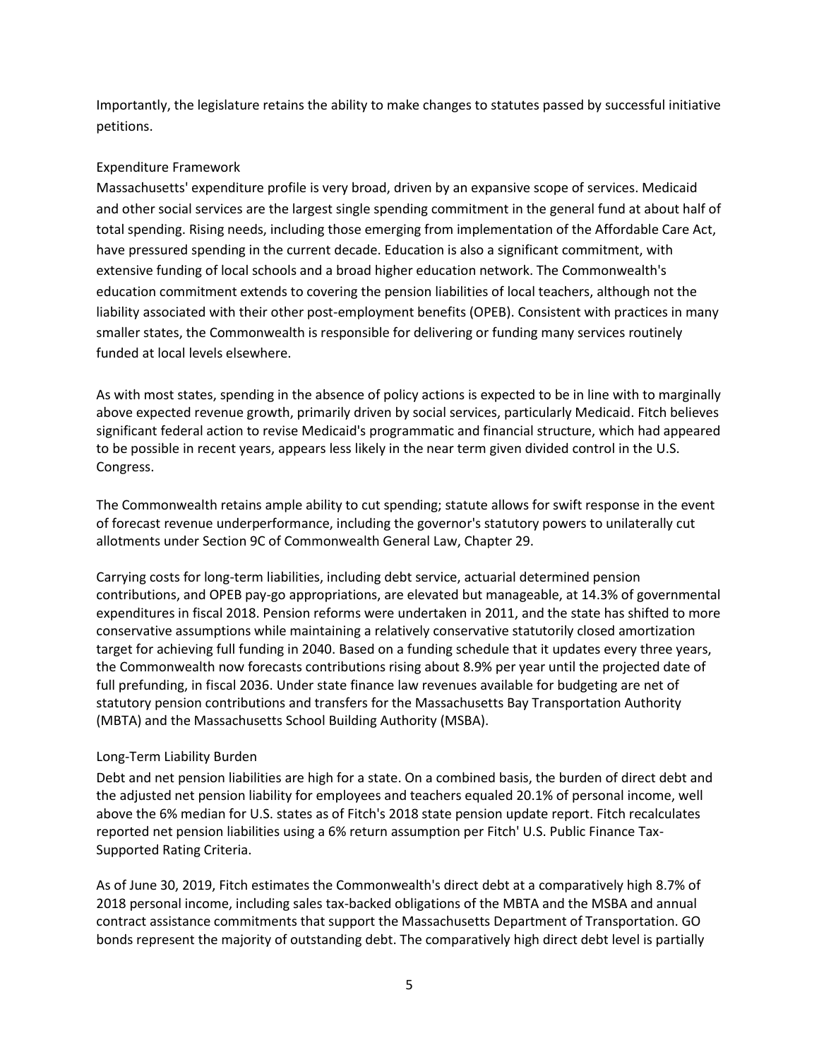Importantly, the legislature retains the ability to make changes to statutes passed by successful initiative petitions.

### Expenditure Framework

Massachusetts' expenditure profile is very broad, driven by an expansive scope of services. Medicaid and other social services are the largest single spending commitment in the general fund at about half of total spending. Rising needs, including those emerging from implementation of the Affordable Care Act, have pressured spending in the current decade. Education is also a significant commitment, with extensive funding of local schools and a broad higher education network. The Commonwealth's education commitment extends to covering the pension liabilities of local teachers, although not the liability associated with their other post-employment benefits (OPEB). Consistent with practices in many smaller states, the Commonwealth is responsible for delivering or funding many services routinely funded at local levels elsewhere.

As with most states, spending in the absence of policy actions is expected to be in line with to marginally above expected revenue growth, primarily driven by social services, particularly Medicaid. Fitch believes significant federal action to revise Medicaid's programmatic and financial structure, which had appeared to be possible in recent years, appears less likely in the near term given divided control in the U.S. Congress.

The Commonwealth retains ample ability to cut spending; statute allows for swift response in the event of forecast revenue underperformance, including the governor's statutory powers to unilaterally cut allotments under Section 9C of Commonwealth General Law, Chapter 29.

Carrying costs for long-term liabilities, including debt service, actuarial determined pension contributions, and OPEB pay-go appropriations, are elevated but manageable, at 14.3% of governmental expenditures in fiscal 2018. Pension reforms were undertaken in 2011, and the state has shifted to more conservative assumptions while maintaining a relatively conservative statutorily closed amortization target for achieving full funding in 2040. Based on a funding schedule that it updates every three years, the Commonwealth now forecasts contributions rising about 8.9% per year until the projected date of full prefunding, in fiscal 2036. Under state finance law revenues available for budgeting are net of statutory pension contributions and transfers for the Massachusetts Bay Transportation Authority (MBTA) and the Massachusetts School Building Authority (MSBA).

### Long-Term Liability Burden

Debt and net pension liabilities are high for a state. On a combined basis, the burden of direct debt and the adjusted net pension liability for employees and teachers equaled 20.1% of personal income, well above the 6% median for U.S. states as of Fitch's 2018 state pension update report. Fitch recalculates reported net pension liabilities using a 6% return assumption per Fitch' U.S. Public Finance Tax-Supported Rating Criteria.

As of June 30, 2019, Fitch estimates the Commonwealth's direct debt at a comparatively high 8.7% of 2018 personal income, including sales tax-backed obligations of the MBTA and the MSBA and annual contract assistance commitments that support the Massachusetts Department of Transportation. GO bonds represent the majority of outstanding debt. The comparatively high direct debt level is partially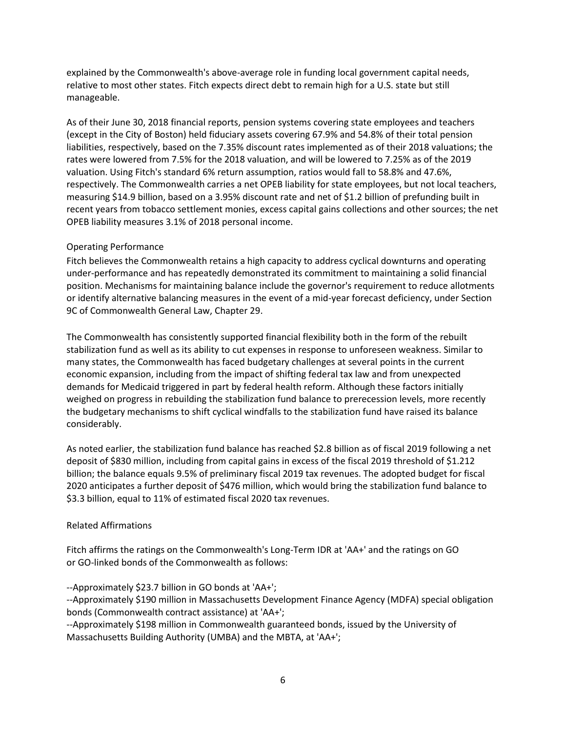explained by the Commonwealth's above-average role in funding local government capital needs, relative to most other states. Fitch expects direct debt to remain high for a U.S. state but still manageable.

As of their June 30, 2018 financial reports, pension systems covering state employees and teachers (except in the City of Boston) held fiduciary assets covering 67.9% and 54.8% of their total pension liabilities, respectively, based on the 7.35% discount rates implemented as of their 2018 valuations; the rates were lowered from 7.5% for the 2018 valuation, and will be lowered to 7.25% as of the 2019 valuation. Using Fitch's standard 6% return assumption, ratios would fall to 58.8% and 47.6%, respectively. The Commonwealth carries a net OPEB liability for state employees, but not local teachers, measuring $14.9 billion, based on a 3.95% discount rate and net of $1.2 billion of prefunding built in recent years from tobacco settlement monies, excess capital gains collections and other sources; the net OPEB liability measures 3.1% of 2018 personal income.

### Operating Performance

Fitch believes the Commonwealth retains a high capacity to address cyclical downturns and operating under-performance and has repeatedly demonstrated its commitment to maintaining a solid financial position. Mechanisms for maintaining balance include the governor's requirement to reduce allotments or identify alternative balancing measures in the event of a mid-year forecast deficiency, under Section 9C of Commonwealth General Law, Chapter 29.

The Commonwealth has consistently supported financial flexibility both in the form of the rebuilt stabilization fund as well as its ability to cut expenses in response to unforeseen weakness. Similar to many states, the Commonwealth has faced budgetary challenges at several points in the current economic expansion, including from the impact of shifting federal tax law and from unexpected demands for Medicaid triggered in part by federal health reform. Although these factors initially weighed on progress in rebuilding the stabilization fund balance to prerecession levels, more recently the budgetary mechanisms to shift cyclical windfalls to the stabilization fund have raised its balance considerably.

As noted earlier, the stabilization fund balance has reached $2.8 billion as of fiscal 2019 following a net deposit of $830 million, including from capital gains in excess of the fiscal 2019 threshold of $1.212 billion; the balance equals 9.5% of preliminary fiscal 2019 tax revenues. The adopted budget for fiscal 2020 anticipates a further deposit of $476 million, which would bring the stabilization fund balance to $3.3 billion, equal to 11% of estimated fiscal 2020 tax revenues.

### Related Affirmations

Fitch affirms the ratings on the Commonwealth's Long-Term IDR at 'AA+' and the ratings on GO or GO-linked bonds of the Commonwealth as follows:

--Approximately $23.7 billion in GO bonds at 'AA+';
--Approximately $190 million in Massachusetts Development Finance Agency (MDFA) special obligation bonds (Commonwealth contract assistance) at 'AA+';
--Approximately $198 million in Commonwealth guaranteed bonds, issued by the University of Massachusetts Building Authority (UMBA) and the MBTA, at 'AA+';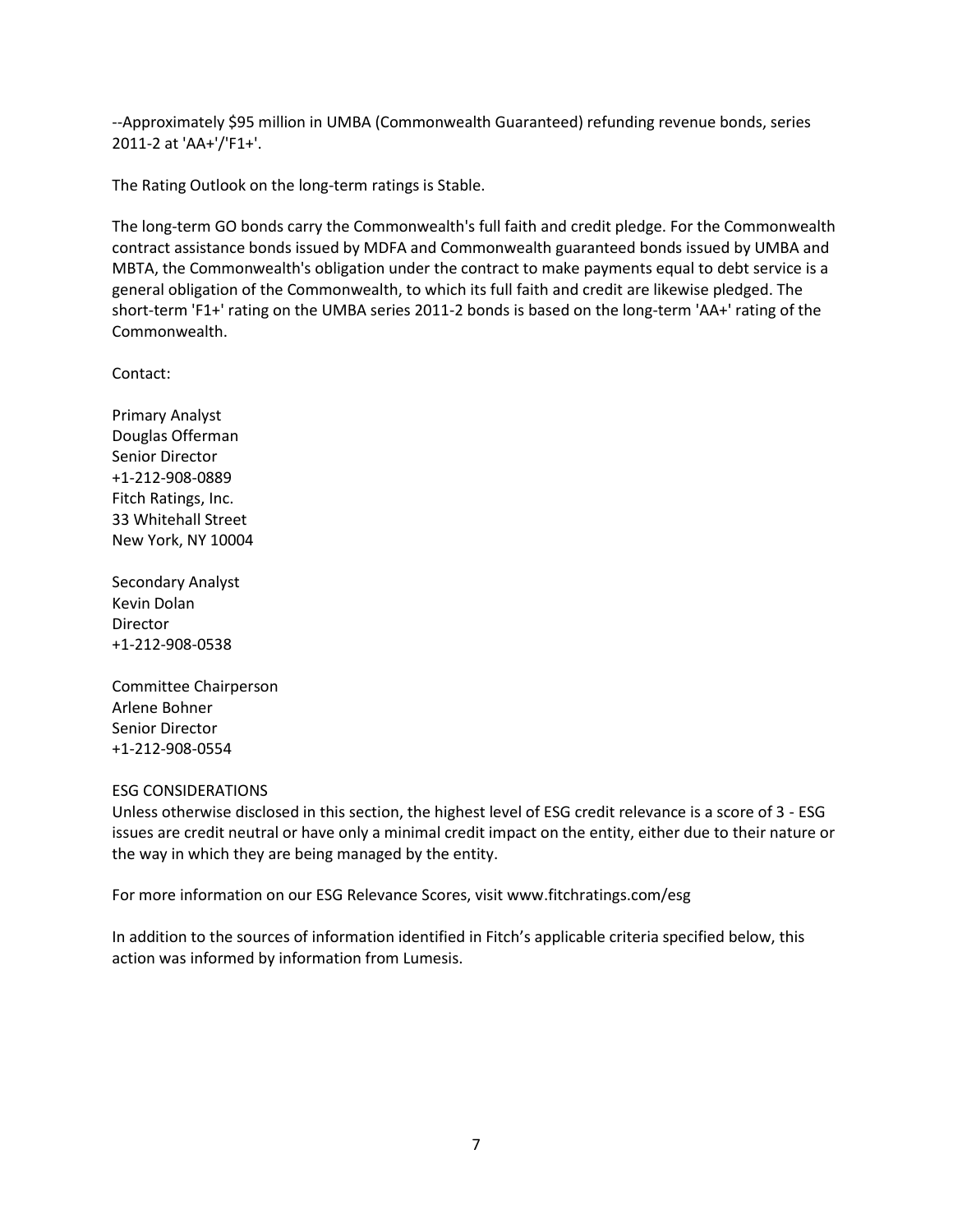--Approximately $95 million in UMBA (Commonwealth Guaranteed) refunding revenue bonds, series 2011-2 at 'AA+'/'F1+'.

The Rating Outlook on the long-term ratings is Stable.

The long-term GO bonds carry the Commonwealth's full faith and credit pledge. For the Commonwealth contract assistance bonds issued by MDFA and Commonwealth guaranteed bonds issued by UMBA and MBTA, the Commonwealth's obligation under the contract to make payments equal to debt service is a general obligation of the Commonwealth, to which its full faith and credit are likewise pledged. The short-term 'F1+' rating on the UMBA series 2011-2 bonds is based on the long-term 'AA+' rating of the Commonwealth.

Contact:

Primary Analyst
Douglas Offerman
Senior Director
+1-212-908-0889
Fitch Ratings, Inc.
33 Whitehall Street
New York, NY 10004

Secondary Analyst
Kevin Dolan
Director
+1-212-908-0538

Committee Chairperson
Arlene Bohner
Senior Director
+1-212-908-0554

ESG CONSIDERATIONS
Unless otherwise disclosed in this section, the highest level of ESG credit relevance is a score of 3 - ESG issues are credit neutral or have only a minimal credit impact on the entity, either due to their nature or the way in which they are being managed by the entity.

For more information on our ESG Relevance Scores, visit www.fitchratings.com/esg

In addition to the sources of information identified in Fitch's applicable criteria specified below, this action was informed by information from Lumesis.